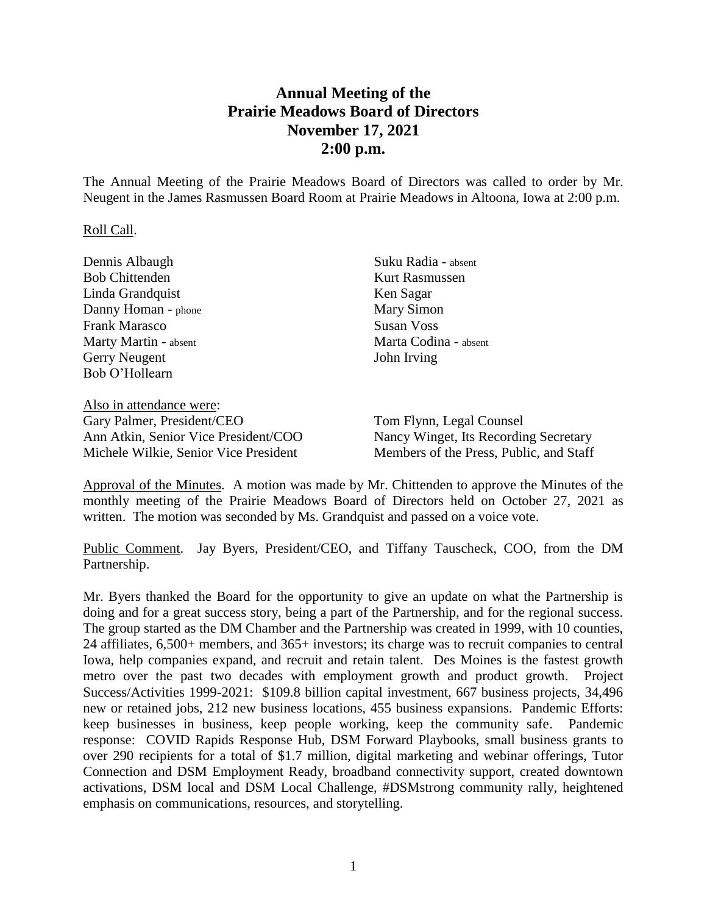# Annual Meeting of the Prairie Meadows Board of Directors November 17, 2021 2:00 p.m.

The Annual Meeting of the Prairie Meadows Board of Directors was called to order by Mr. Neugent in the James Rasmussen Board Room at Prairie Meadows in Altoona, Iowa at 2:00 p.m.

Roll Call.

Dennis Albaugh
Bob Chittenden
Linda Grandquist
Danny Homan - phone
Frank Marasco
Marty Martin - absent
Gerry Neugent
Bob O'Hollearn
Suku Radia - absent
Kurt Rasmussen
Ken Sagar
Mary Simon
Susan Voss
Marta Codina - absent
John Irving

Also in attendance were:
Gary Palmer, President/CEO
Ann Atkin, Senior Vice President/COO
Michele Wilkie, Senior Vice President
Tom Flynn, Legal Counsel
Nancy Winget, Its Recording Secretary
Members of the Press, Public, and Staff

Approval of the Minutes. A motion was made by Mr. Chittenden to approve the Minutes of the monthly meeting of the Prairie Meadows Board of Directors held on October 27, 2021 as written. The motion was seconded by Ms. Grandquist and passed on a voice vote.

Public Comment. Jay Byers, President/CEO, and Tiffany Tauscheck, COO, from the DM Partnership.

Mr. Byers thanked the Board for the opportunity to give an update on what the Partnership is doing and for a great success story, being a part of the Partnership, and for the regional success. The group started as the DM Chamber and the Partnership was created in 1999, with 10 counties, 24 affiliates, 6,500+ members, and 365+ investors; its charge was to recruit companies to central Iowa, help companies expand, and recruit and retain talent. Des Moines is the fastest growth metro over the past two decades with employment growth and product growth. Project Success/Activities 1999-2021: \$109.8 billion capital investment, 667 business projects, 34,496 new or retained jobs, 212 new business locations, 455 business expansions. Pandemic Efforts: keep businesses in business, keep people working, keep the community safe. Pandemic response: COVID Rapids Response Hub, DSM Forward Playbooks, small business grants to over 290 recipients for a total of \$1.7 million, digital marketing and webinar offerings, Tutor Connection and DSM Employment Ready, broadband connectivity support, created downtown activations, DSM local and DSM Local Challenge, #DSMstrong community rally, heightened emphasis on communications, resources, and storytelling.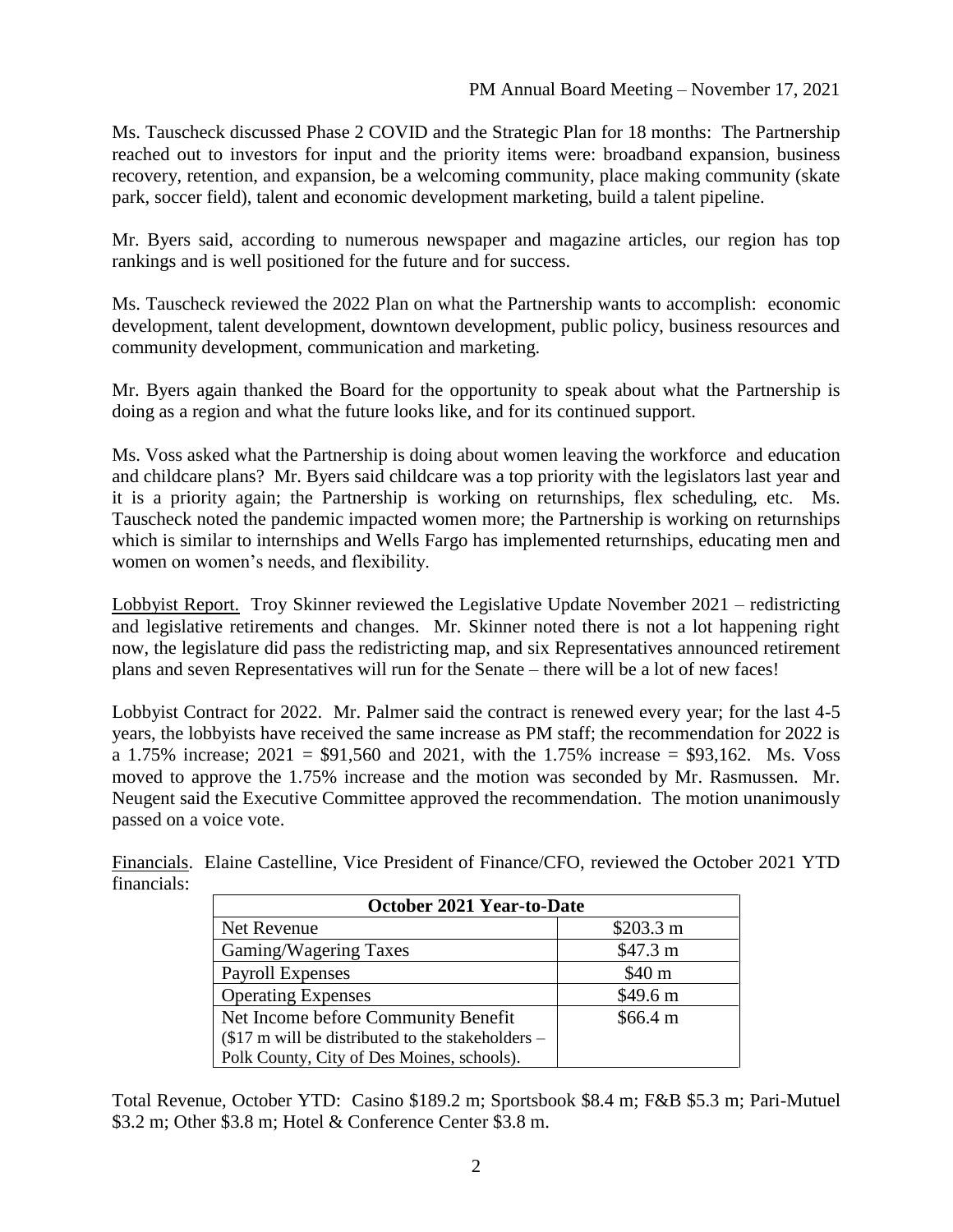Ms. Tauscheck discussed Phase 2 COVID and the Strategic Plan for 18 months: The Partnership reached out to investors for input and the priority items were: broadband expansion, business recovery, retention, and expansion, be a welcoming community, place making community (skate park, soccer field), talent and economic development marketing, build a talent pipeline.

Mr. Byers said, according to numerous newspaper and magazine articles, our region has top rankings and is well positioned for the future and for success.

Ms. Tauscheck reviewed the 2022 Plan on what the Partnership wants to accomplish: economic development, talent development, downtown development, public policy, business resources and community development, communication and marketing.

Mr. Byers again thanked the Board for the opportunity to speak about what the Partnership is doing as a region and what the future looks like, and for its continued support.

Ms. Voss asked what the Partnership is doing about women leaving the workforce and education and childcare plans? Mr. Byers said childcare was a top priority with the legislators last year and it is a priority again; the Partnership is working on returnships, flex scheduling, etc. Ms. Tauscheck noted the pandemic impacted women more; the Partnership is working on returnships which is similar to internships and Wells Fargo has implemented returnships, educating men and women on women's needs, and flexibility.

<u>Lobbyist Report.</u> Troy Skinner reviewed the Legislative Update November 2021 – redistricting and legislative retirements and changes. Mr. Skinner noted there is not a lot happening right now, the legislature did pass the redistricting map, and six Representatives announced retirement plans and seven Representatives will run for the Senate – there will be a lot of new faces!

Lobbyist Contract for 2022. Mr. Palmer said the contract is renewed every year; for the last 4-5 years, the lobbyists have received the same increase as PM staff; the recommendation for 2022 is a 1.75% increase; 2021 = $91,560 and 2021, with the 1.75% increase = $93,162. Ms. Voss moved to approve the 1.75% increase and the motion was seconded by Mr. Rasmussen. Mr. Neugent said the Executive Committee approved the recommendation. The motion unanimously passed on a voice vote.

<u>Financials</u>. Elaine Castelline, Vice President of Finance/CFO, reviewed the October 2021 YTD financials:

| October 2021 Year-to-Date | |
|---|---|
| Net Revenue | $203.3 m |
| Gaming/Wagering Taxes | $47.3 m |
| Payroll Expenses | $40 m |
| Operating Expenses | $49.6 m |
| Net Income before Community Benefit ($17 m will be distributed to the stakeholders – Polk County, City of Des Moines, schools). | $66.4 m |

Total Revenue, October YTD: Casino $189.2 m; Sportsbook $8.4 m; F&B $5.3 m; Pari-Mutuel $3.2 m; Other $3.8 m; Hotel & Conference Center $3.8 m.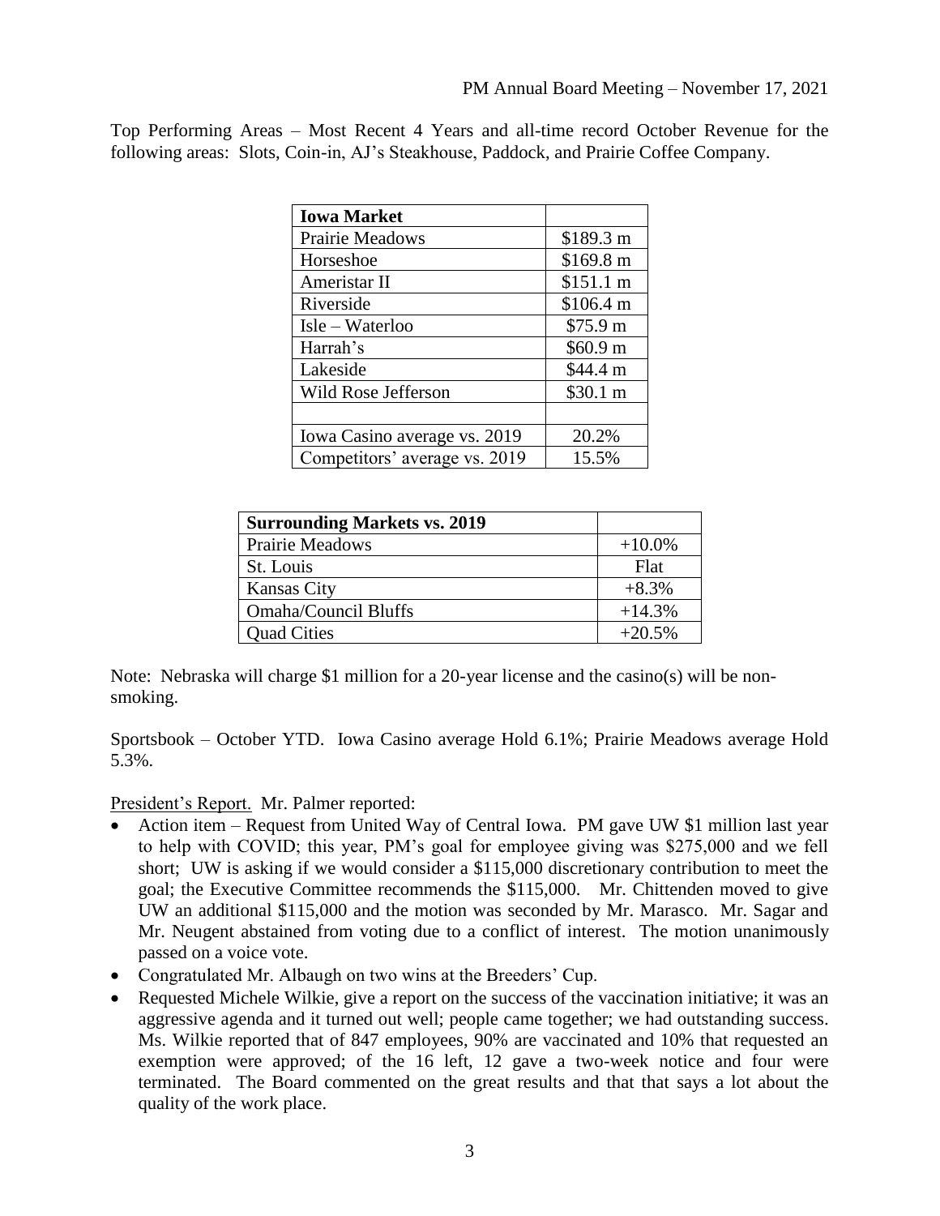Top Performing Areas – Most Recent 4 Years and all-time record October Revenue for the following areas: Slots, Coin-in, AJ's Steakhouse, Paddock, and Prairie Coffee Company.

| **Iowa Market** | |
|---|---|
| Prairie Meadows | $189.3 m |
| Horseshoe | $169.8 m |
| Ameristar II | $151.1 m |
| Riverside | $106.4 m |
| Isle – Waterloo | $75.9 m |
| Harrah's | $60.9 m |
| Lakeside | $44.4 m |
| Wild Rose Jefferson | $30.1 m |
| | |
| Iowa Casino average vs. 2019 | 20.2% |
| Competitors' average vs. 2019 | 15.5% |

| **Surrounding Markets vs. 2019** | |
|---|---|
| Prairie Meadows | +10.0% |
| St. Louis | Flat |
| Kansas City | +8.3% |
| Omaha/Council Bluffs | +14.3% |
| Quad Cities | +20.5% |

Note: Nebraska will charge $1 million for a 20-year license and the casino(s) will be non-smoking.

Sportsbook – October YTD. Iowa Casino average Hold 6.1%; Prairie Meadows average Hold 5.3%.

President's Report. Mr. Palmer reported:

- Action item – Request from United Way of Central Iowa. PM gave UW $1 million last year to help with COVID; this year, PM's goal for employee giving was $275,000 and we fell short; UW is asking if we would consider a $115,000 discretionary contribution to meet the goal; the Executive Committee recommends the $115,000. Mr. Chittenden moved to give UW an additional $115,000 and the motion was seconded by Mr. Marasco. Mr. Sagar and Mr. Neugent abstained from voting due to a conflict of interest. The motion unanimously passed on a voice vote.
- Congratulated Mr. Albaugh on two wins at the Breeders' Cup.
- Requested Michele Wilkie, give a report on the success of the vaccination initiative; it was an aggressive agenda and it turned out well; people came together; we had outstanding success. Ms. Wilkie reported that of 847 employees, 90% are vaccinated and 10% that requested an exemption were approved; of the 16 left, 12 gave a two-week notice and four were terminated. The Board commented on the great results and that that says a lot about the quality of the work place.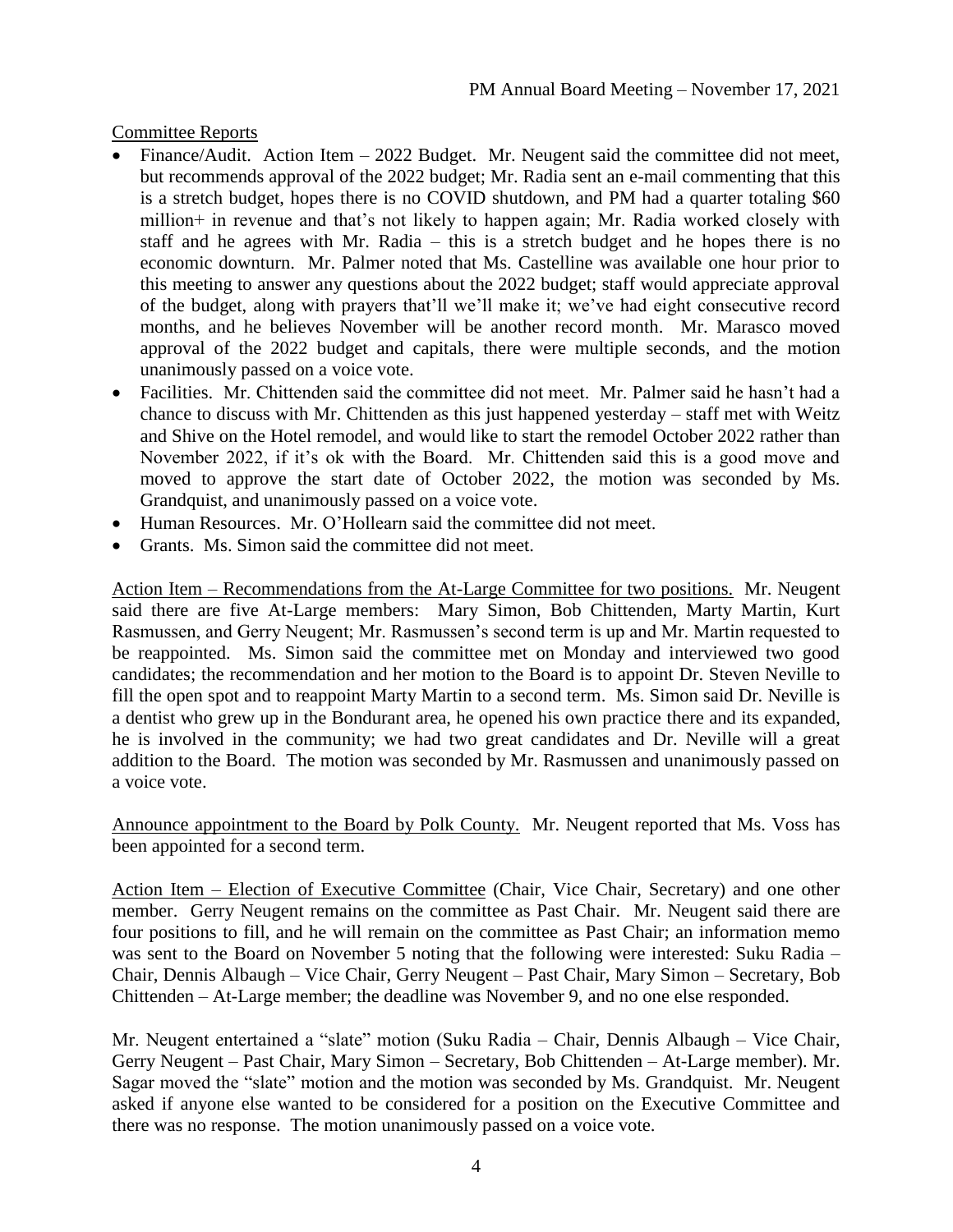Committee Reports

- Finance/Audit. Action Item – 2022 Budget. Mr. Neugent said the committee did not meet, but recommends approval of the 2022 budget; Mr. Radia sent an e-mail commenting that this is a stretch budget, hopes there is no COVID shutdown, and PM had a quarter totaling $60 million+ in revenue and that's not likely to happen again; Mr. Radia worked closely with staff and he agrees with Mr. Radia – this is a stretch budget and he hopes there is no economic downturn. Mr. Palmer noted that Ms. Castelline was available one hour prior to this meeting to answer any questions about the 2022 budget; staff would appreciate approval of the budget, along with prayers that'll we'll make it; we've had eight consecutive record months, and he believes November will be another record month. Mr. Marasco moved approval of the 2022 budget and capitals, there were multiple seconds, and the motion unanimously passed on a voice vote.
- Facilities. Mr. Chittenden said the committee did not meet. Mr. Palmer said he hasn't had a chance to discuss with Mr. Chittenden as this just happened yesterday – staff met with Weitz and Shive on the Hotel remodel, and would like to start the remodel October 2022 rather than November 2022, if it's ok with the Board. Mr. Chittenden said this is a good move and moved to approve the start date of October 2022, the motion was seconded by Ms. Grandquist, and unanimously passed on a voice vote.
- Human Resources. Mr. O'Hollearn said the committee did not meet.
- Grants. Ms. Simon said the committee did not meet.

Action Item – Recommendations from the At-Large Committee for two positions. Mr. Neugent said there are five At-Large members: Mary Simon, Bob Chittenden, Marty Martin, Kurt Rasmussen, and Gerry Neugent; Mr. Rasmussen's second term is up and Mr. Martin requested to be reappointed. Ms. Simon said the committee met on Monday and interviewed two good candidates; the recommendation and her motion to the Board is to appoint Dr. Steven Neville to fill the open spot and to reappoint Marty Martin to a second term. Ms. Simon said Dr. Neville is a dentist who grew up in the Bondurant area, he opened his own practice there and its expanded, he is involved in the community; we had two great candidates and Dr. Neville will a great addition to the Board. The motion was seconded by Mr. Rasmussen and unanimously passed on a voice vote.

Announce appointment to the Board by Polk County. Mr. Neugent reported that Ms. Voss has been appointed for a second term.

Action Item – Election of Executive Committee (Chair, Vice Chair, Secretary) and one other member. Gerry Neugent remains on the committee as Past Chair. Mr. Neugent said there are four positions to fill, and he will remain on the committee as Past Chair; an information memo was sent to the Board on November 5 noting that the following were interested: Suku Radia – Chair, Dennis Albaugh – Vice Chair, Gerry Neugent – Past Chair, Mary Simon – Secretary, Bob Chittenden – At-Large member; the deadline was November 9, and no one else responded.

Mr. Neugent entertained a "slate" motion (Suku Radia – Chair, Dennis Albaugh – Vice Chair, Gerry Neugent – Past Chair, Mary Simon – Secretary, Bob Chittenden – At-Large member). Mr. Sagar moved the "slate" motion and the motion was seconded by Ms. Grandquist. Mr. Neugent asked if anyone else wanted to be considered for a position on the Executive Committee and there was no response. The motion unanimously passed on a voice vote.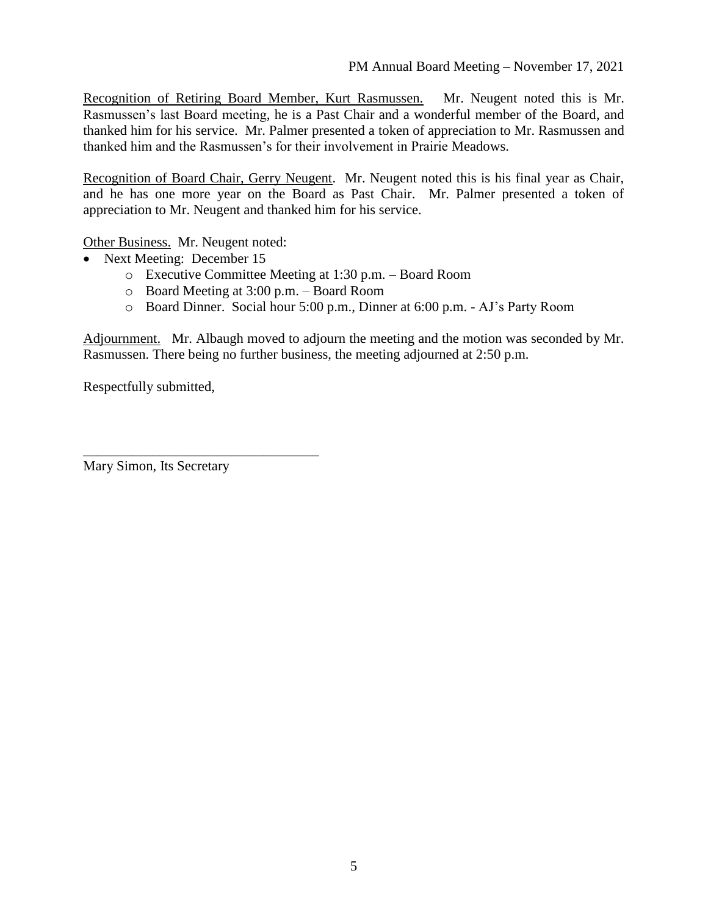Recognition of Retiring Board Member, Kurt Rasmussen. Mr. Neugent noted this is Mr. Rasmussen's last Board meeting, he is a Past Chair and a wonderful member of the Board, and thanked him for his service. Mr. Palmer presented a token of appreciation to Mr. Rasmussen and thanked him and the Rasmussen's for their involvement in Prairie Meadows.

Recognition of Board Chair, Gerry Neugent. Mr. Neugent noted this is his final year as Chair, and he has one more year on the Board as Past Chair. Mr. Palmer presented a token of appreciation to Mr. Neugent and thanked him for his service.

Other Business. Mr. Neugent noted:

- Next Meeting: December 15
  - Executive Committee Meeting at 1:30 p.m. – Board Room
  - Board Meeting at 3:00 p.m. – Board Room
  - Board Dinner. Social hour 5:00 p.m., Dinner at 6:00 p.m. - AJ's Party Room

Adjournment. Mr. Albaugh moved to adjourn the meeting and the motion was seconded by Mr. Rasmussen. There being no further business, the meeting adjourned at 2:50 p.m.

Respectfully submitted,

\_\_\_\_\_\_\_\_\_\_\_\_\_\_\_\_\_\_\_\_\_\_\_\_\_\_\_\_\_\_\_\_\_\_\_

Mary Simon, Its Secretary